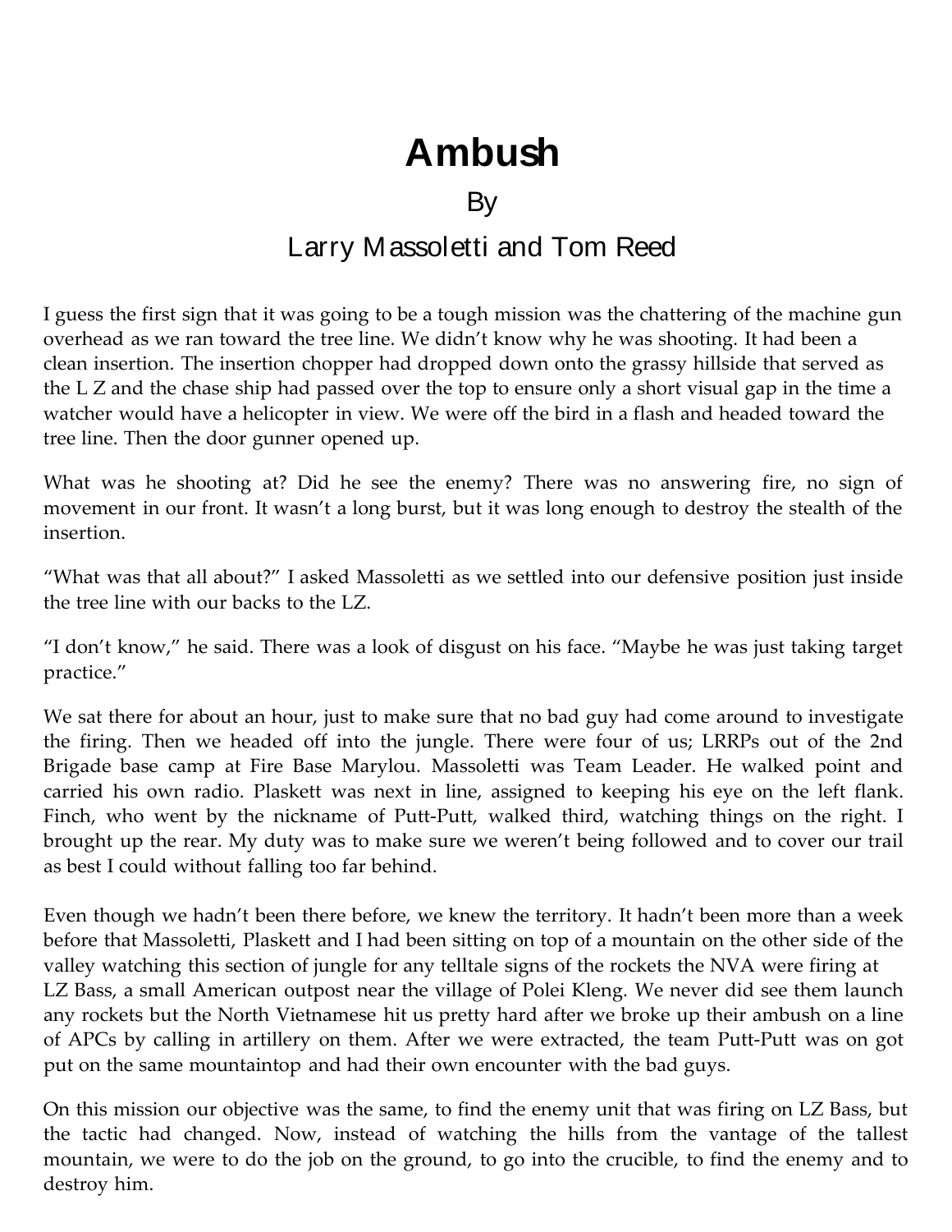# Ambush

By

Larry Massoletti and Tom Reed

I guess the first sign that it was going to be a tough mission was the chattering of the machine gun overhead as we ran toward the tree line. We didn't know why he was shooting. It had been a clean insertion. The insertion chopper had dropped down onto the grassy hillside that served as the L Z and the chase ship had passed over the top to ensure only a short visual gap in the time a watcher would have a helicopter in view. We were off the bird in a flash and headed toward the tree line. Then the door gunner opened up.

What was he shooting at? Did he see the enemy? There was no answering fire, no sign of movement in our front. It wasn't a long burst, but it was long enough to destroy the stealth of the insertion.

"What was that all about?" I asked Massoletti as we settled into our defensive position just inside the tree line with our backs to the LZ.

"I don't know," he said. There was a look of disgust on his face. "Maybe he was just taking target practice."

We sat there for about an hour, just to make sure that no bad guy had come around to investigate the firing. Then we headed off into the jungle. There were four of us; LRRPs out of the 2nd Brigade base camp at Fire Base Marylou. Massoletti was Team Leader. He walked point and carried his own radio. Plaskett was next in line, assigned to keeping his eye on the left flank. Finch, who went by the nickname of Putt-Putt, walked third, watching things on the right. I brought up the rear. My duty was to make sure we weren't being followed and to cover our trail as best I could without falling too far behind.

Even though we hadn't been there before, we knew the territory. It hadn't been more than a week before that Massoletti, Plaskett and I had been sitting on top of a mountain on the other side of the valley watching this section of jungle for any telltale signs of the rockets the NVA were firing at LZ Bass, a small American outpost near the village of Polei Kleng. We never did see them launch any rockets but the North Vietnamese hit us pretty hard after we broke up their ambush on a line of APCs by calling in artillery on them. After we were extracted, the team Putt-Putt was on got put on the same mountaintop and had their own encounter with the bad guys.

On this mission our objective was the same, to find the enemy unit that was firing on LZ Bass, but the tactic had changed. Now, instead of watching the hills from the vantage of the tallest mountain, we were to do the job on the ground, to go into the crucible, to find the enemy and to destroy him.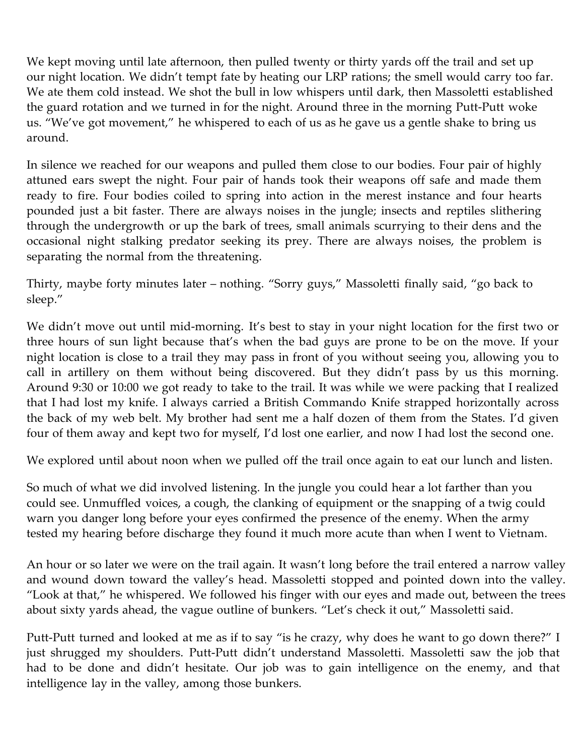We kept moving until late afternoon, then pulled twenty or thirty yards off the trail and set up our night location. We didn't tempt fate by heating our LRP rations; the smell would carry too far. We ate them cold instead. We shot the bull in low whispers until dark, then Massoletti established the guard rotation and we turned in for the night. Around three in the morning Putt-Putt woke us. "We've got movement," he whispered to each of us as he gave us a gentle shake to bring us around.

In silence we reached for our weapons and pulled them close to our bodies. Four pair of highly attuned ears swept the night. Four pair of hands took their weapons off safe and made them ready to fire. Four bodies coiled to spring into action in the merest instance and four hearts pounded just a bit faster. There are always noises in the jungle; insects and reptiles slithering through the undergrowth or up the bark of trees, small animals scurrying to their dens and the occasional night stalking predator seeking its prey. There are always noises, the problem is separating the normal from the threatening.

Thirty, maybe forty minutes later – nothing. "Sorry guys," Massoletti finally said, "go back to sleep."

We didn't move out until mid-morning. It's best to stay in your night location for the first two or three hours of sun light because that's when the bad guys are prone to be on the move. If your night location is close to a trail they may pass in front of you without seeing you, allowing you to call in artillery on them without being discovered. But they didn't pass by us this morning. Around 9:30 or 10:00 we got ready to take to the trail. It was while we were packing that I realized that I had lost my knife. I always carried a British Commando Knife strapped horizontally across the back of my web belt. My brother had sent me a half dozen of them from the States. I'd given four of them away and kept two for myself, I'd lost one earlier, and now I had lost the second one.

We explored until about noon when we pulled off the trail once again to eat our lunch and listen.

So much of what we did involved listening. In the jungle you could hear a lot farther than you could see. Unmuffled voices, a cough, the clanking of equipment or the snapping of a twig could warn you danger long before your eyes confirmed the presence of the enemy. When the army tested my hearing before discharge they found it much more acute than when I went to Vietnam.

An hour or so later we were on the trail again. It wasn't long before the trail entered a narrow valley and wound down toward the valley's head. Massoletti stopped and pointed down into the valley. "Look at that," he whispered. We followed his finger with our eyes and made out, between the trees about sixty yards ahead, the vague outline of bunkers. "Let's check it out," Massoletti said.

Putt-Putt turned and looked at me as if to say "is he crazy, why does he want to go down there?" I just shrugged my shoulders. Putt-Putt didn't understand Massoletti. Massoletti saw the job that had to be done and didn't hesitate. Our job was to gain intelligence on the enemy, and that intelligence lay in the valley, among those bunkers.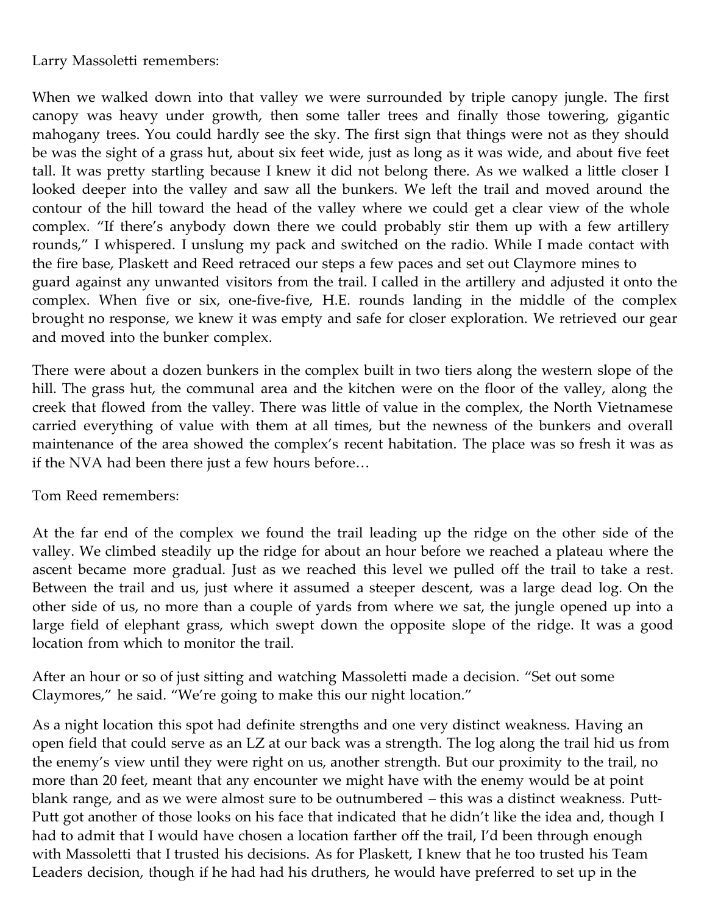Larry Massoletti remembers:

When we walked down into that valley we were surrounded by triple canopy jungle. The first canopy was heavy under growth, then some taller trees and finally those towering, gigantic mahogany trees. You could hardly see the sky. The first sign that things were not as they should be was the sight of a grass hut, about six feet wide, just as long as it was wide, and about five feet tall. It was pretty startling because I knew it did not belong there. As we walked a little closer I looked deeper into the valley and saw all the bunkers. We left the trail and moved around the contour of the hill toward the head of the valley where we could get a clear view of the whole complex. "If there's anybody down there we could probably stir them up with a few artillery rounds," I whispered. I unslung my pack and switched on the radio. While I made contact with the fire base, Plaskett and Reed retraced our steps a few paces and set out Claymore mines to guard against any unwanted visitors from the trail. I called in the artillery and adjusted it onto the complex. When five or six, one-five-five, H.E. rounds landing in the middle of the complex brought no response, we knew it was empty and safe for closer exploration. We retrieved our gear and moved into the bunker complex.

There were about a dozen bunkers in the complex built in two tiers along the western slope of the hill. The grass hut, the communal area and the kitchen were on the floor of the valley, along the creek that flowed from the valley. There was little of value in the complex, the North Vietnamese carried everything of value with them at all times, but the newness of the bunkers and overall maintenance of the area showed the complex's recent habitation. The place was so fresh it was as if the NVA had been there just a few hours before…

Tom Reed remembers:

At the far end of the complex we found the trail leading up the ridge on the other side of the valley. We climbed steadily up the ridge for about an hour before we reached a plateau where the ascent became more gradual. Just as we reached this level we pulled off the trail to take a rest. Between the trail and us, just where it assumed a steeper descent, was a large dead log. On the other side of us, no more than a couple of yards from where we sat, the jungle opened up into a large field of elephant grass, which swept down the opposite slope of the ridge. It was a good location from which to monitor the trail.

After an hour or so of just sitting and watching Massoletti made a decision. "Set out some Claymores," he said. "We're going to make this our night location."

As a night location this spot had definite strengths and one very distinct weakness. Having an open field that could serve as an LZ at our back was a strength. The log along the trail hid us from the enemy's view until they were right on us, another strength. But our proximity to the trail, no more than 20 feet, meant that any encounter we might have with the enemy would be at point blank range, and as we were almost sure to be outnumbered – this was a distinct weakness. Putt-Putt got another of those looks on his face that indicated that he didn't like the idea and, though I had to admit that I would have chosen a location farther off the trail, I'd been through enough with Massoletti that I trusted his decisions. As for Plaskett, I knew that he too trusted his Team Leaders decision, though if he had had his druthers, he would have preferred to set up in the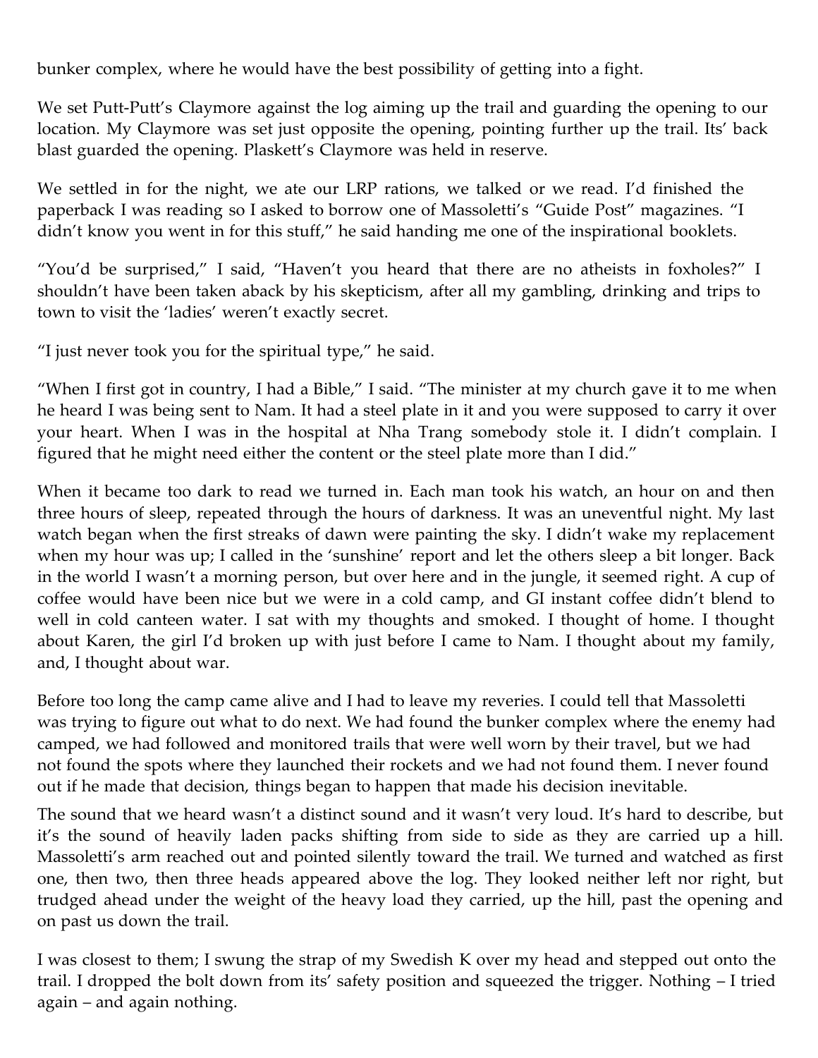bunker complex, where he would have the best possibility of getting into a fight.

We set Putt-Putt's Claymore against the log aiming up the trail and guarding the opening to our location. My Claymore was set just opposite the opening, pointing further up the trail. Its' back blast guarded the opening. Plaskett's Claymore was held in reserve.

We settled in for the night, we ate our LRP rations, we talked or we read. I'd finished the paperback I was reading so I asked to borrow one of Massoletti's "Guide Post" magazines. "I didn't know you went in for this stuff," he said handing me one of the inspirational booklets.

"You'd be surprised," I said, "Haven't you heard that there are no atheists in foxholes?" I shouldn't have been taken aback by his skepticism, after all my gambling, drinking and trips to town to visit the 'ladies' weren't exactly secret.

"I just never took you for the spiritual type," he said.

"When I first got in country, I had a Bible," I said. "The minister at my church gave it to me when he heard I was being sent to Nam. It had a steel plate in it and you were supposed to carry it over your heart. When I was in the hospital at Nha Trang somebody stole it. I didn't complain. I figured that he might need either the content or the steel plate more than I did."

When it became too dark to read we turned in. Each man took his watch, an hour on and then three hours of sleep, repeated through the hours of darkness. It was an uneventful night. My last watch began when the first streaks of dawn were painting the sky. I didn't wake my replacement when my hour was up; I called in the 'sunshine' report and let the others sleep a bit longer. Back in the world I wasn't a morning person, but over here and in the jungle, it seemed right. A cup of coffee would have been nice but we were in a cold camp, and GI instant coffee didn't blend to well in cold canteen water. I sat with my thoughts and smoked. I thought of home. I thought about Karen, the girl I'd broken up with just before I came to Nam. I thought about my family, and, I thought about war.

Before too long the camp came alive and I had to leave my reveries. I could tell that Massoletti was trying to figure out what to do next. We had found the bunker complex where the enemy had camped, we had followed and monitored trails that were well worn by their travel, but we had not found the spots where they launched their rockets and we had not found them. I never found out if he made that decision, things began to happen that made his decision inevitable.

The sound that we heard wasn't a distinct sound and it wasn't very loud. It's hard to describe, but it's the sound of heavily laden packs shifting from side to side as they are carried up a hill. Massoletti's arm reached out and pointed silently toward the trail. We turned and watched as first one, then two, then three heads appeared above the log. They looked neither left nor right, but trudged ahead under the weight of the heavy load they carried, up the hill, past the opening and on past us down the trail.

I was closest to them; I swung the strap of my Swedish K over my head and stepped out onto the trail. I dropped the bolt down from its' safety position and squeezed the trigger. Nothing – I tried again – and again nothing.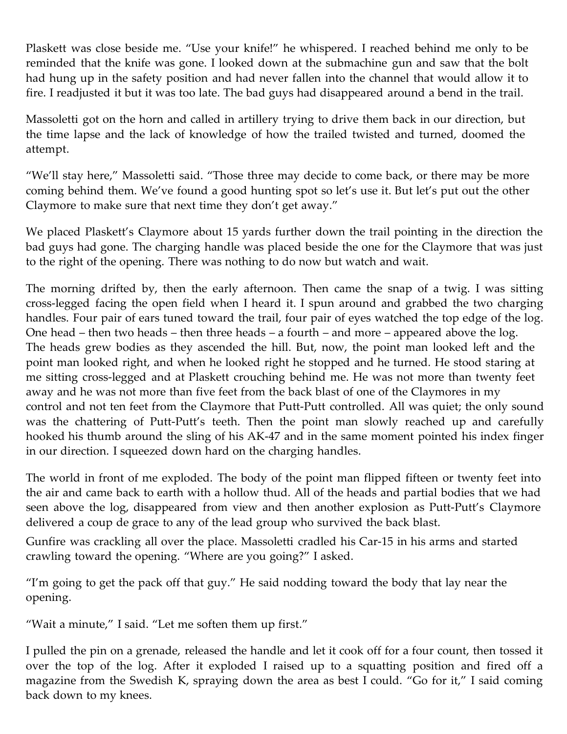Plaskett was close beside me. "Use your knife!" he whispered. I reached behind me only to be reminded that the knife was gone. I looked down at the submachine gun and saw that the bolt had hung up in the safety position and had never fallen into the channel that would allow it to fire. I readjusted it but it was too late. The bad guys had disappeared around a bend in the trail.

Massoletti got on the horn and called in artillery trying to drive them back in our direction, but the time lapse and the lack of knowledge of how the trailed twisted and turned, doomed the attempt.

"We'll stay here," Massoletti said. "Those three may decide to come back, or there may be more coming behind them. We've found a good hunting spot so let's use it. But let's put out the other Claymore to make sure that next time they don't get away."

We placed Plaskett's Claymore about 15 yards further down the trail pointing in the direction the bad guys had gone. The charging handle was placed beside the one for the Claymore that was just to the right of the opening. There was nothing to do now but watch and wait.

The morning drifted by, then the early afternoon. Then came the snap of a twig. I was sitting cross-legged facing the open field when I heard it. I spun around and grabbed the two charging handles. Four pair of ears tuned toward the trail, four pair of eyes watched the top edge of the log. One head – then two heads – then three heads – a fourth – and more – appeared above the log. The heads grew bodies as they ascended the hill. But, now, the point man looked left and the point man looked right, and when he looked right he stopped and he turned. He stood staring at me sitting cross-legged and at Plaskett crouching behind me. He was not more than twenty feet away and he was not more than five feet from the back blast of one of the Claymores in my control and not ten feet from the Claymore that Putt-Putt controlled. All was quiet; the only sound was the chattering of Putt-Putt's teeth. Then the point man slowly reached up and carefully hooked his thumb around the sling of his AK-47 and in the same moment pointed his index finger in our direction. I squeezed down hard on the charging handles.

The world in front of me exploded. The body of the point man flipped fifteen or twenty feet into the air and came back to earth with a hollow thud. All of the heads and partial bodies that we had seen above the log, disappeared from view and then another explosion as Putt-Putt's Claymore delivered a coup de grace to any of the lead group who survived the back blast.

Gunfire was crackling all over the place. Massoletti cradled his Car-15 in his arms and started crawling toward the opening. "Where are you going?" I asked.

"I'm going to get the pack off that guy." He said nodding toward the body that lay near the opening.

"Wait a minute," I said. "Let me soften them up first."

I pulled the pin on a grenade, released the handle and let it cook off for a four count, then tossed it over the top of the log. After it exploded I raised up to a squatting position and fired off a magazine from the Swedish K, spraying down the area as best I could. "Go for it," I said coming back down to my knees.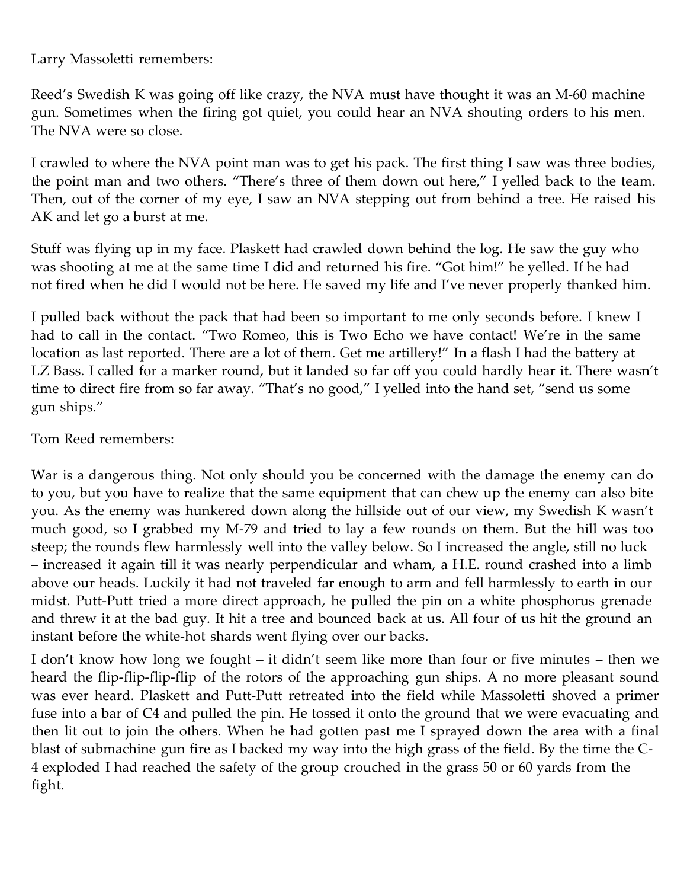Larry Massoletti remembers:

Reed's Swedish K was going off like crazy, the NVA must have thought it was an M-60 machine gun. Sometimes when the firing got quiet, you could hear an NVA shouting orders to his men. The NVA were so close.

I crawled to where the NVA point man was to get his pack. The first thing I saw was three bodies, the point man and two others. "There's three of them down out here," I yelled back to the team. Then, out of the corner of my eye, I saw an NVA stepping out from behind a tree. He raised his AK and let go a burst at me.

Stuff was flying up in my face. Plaskett had crawled down behind the log. He saw the guy who was shooting at me at the same time I did and returned his fire. "Got him!" he yelled. If he had not fired when he did I would not be here. He saved my life and I've never properly thanked him.

I pulled back without the pack that had been so important to me only seconds before. I knew I had to call in the contact. "Two Romeo, this is Two Echo we have contact! We're in the same location as last reported. There are a lot of them. Get me artillery!" In a flash I had the battery at LZ Bass. I called for a marker round, but it landed so far off you could hardly hear it. There wasn't time to direct fire from so far away. "That's no good," I yelled into the hand set, "send us some gun ships."

Tom Reed remembers:

War is a dangerous thing. Not only should you be concerned with the damage the enemy can do to you, but you have to realize that the same equipment that can chew up the enemy can also bite you. As the enemy was hunkered down along the hillside out of our view, my Swedish K wasn't much good, so I grabbed my M-79 and tried to lay a few rounds on them. But the hill was too steep; the rounds flew harmlessly well into the valley below. So I increased the angle, still no luck – increased it again till it was nearly perpendicular and wham, a H.E. round crashed into a limb above our heads. Luckily it had not traveled far enough to arm and fell harmlessly to earth in our midst. Putt-Putt tried a more direct approach, he pulled the pin on a white phosphorus grenade and threw it at the bad guy. It hit a tree and bounced back at us. All four of us hit the ground an instant before the white-hot shards went flying over our backs.

I don't know how long we fought – it didn't seem like more than four or five minutes – then we heard the flip-flip-flip-flip of the rotors of the approaching gun ships. A no more pleasant sound was ever heard. Plaskett and Putt-Putt retreated into the field while Massoletti shoved a primer fuse into a bar of C4 and pulled the pin. He tossed it onto the ground that we were evacuating and then lit out to join the others. When he had gotten past me I sprayed down the area with a final blast of submachine gun fire as I backed my way into the high grass of the field. By the time the C-4 exploded I had reached the safety of the group crouched in the grass 50 or 60 yards from the fight.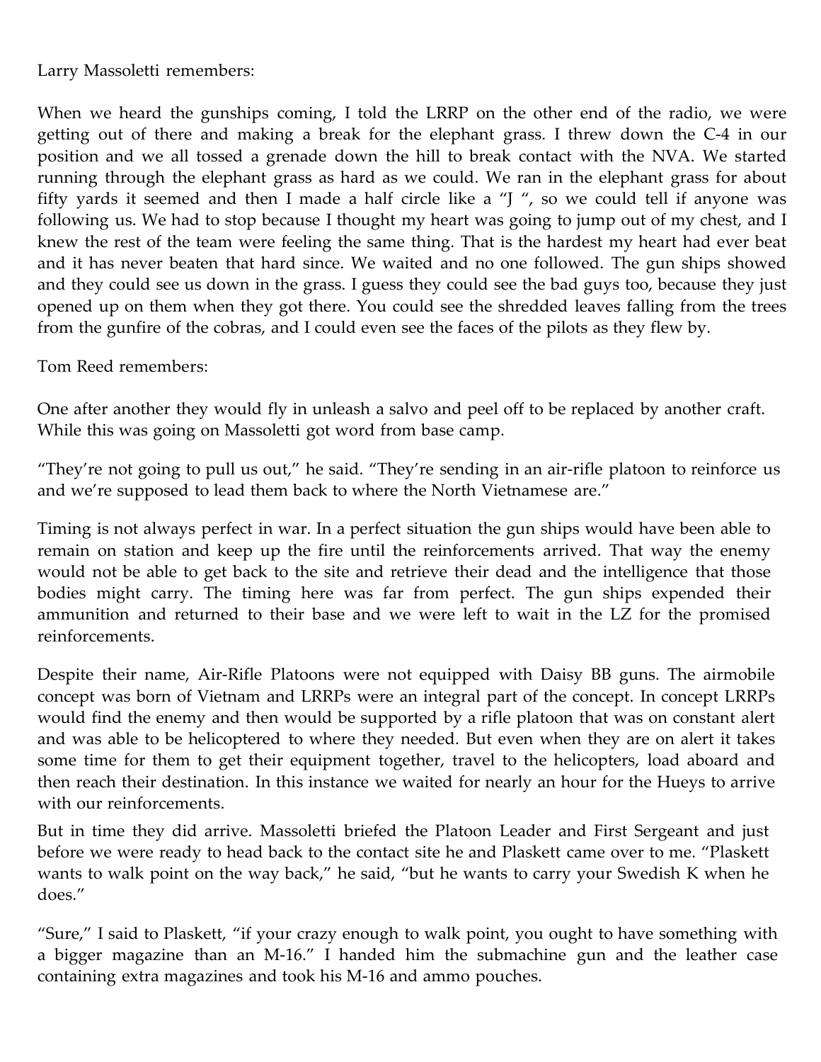Larry Massoletti remembers:

When we heard the gunships coming, I told the LRRP on the other end of the radio, we were getting out of there and making a break for the elephant grass. I threw down the C-4 in our position and we all tossed a grenade down the hill to break contact with the NVA. We started running through the elephant grass as hard as we could. We ran in the elephant grass for about fifty yards it seemed and then I made a half circle like a "J ", so we could tell if anyone was following us. We had to stop because I thought my heart was going to jump out of my chest, and I knew the rest of the team were feeling the same thing. That is the hardest my heart had ever beat and it has never beaten that hard since. We waited and no one followed. The gun ships showed and they could see us down in the grass. I guess they could see the bad guys too, because they just opened up on them when they got there. You could see the shredded leaves falling from the trees from the gunfire of the cobras, and I could even see the faces of the pilots as they flew by.

Tom Reed remembers:

One after another they would fly in unleash a salvo and peel off to be replaced by another craft. While this was going on Massoletti got word from base camp.

"They're not going to pull us out," he said. "They're sending in an air-rifle platoon to reinforce us and we're supposed to lead them back to where the North Vietnamese are."

Timing is not always perfect in war. In a perfect situation the gun ships would have been able to remain on station and keep up the fire until the reinforcements arrived. That way the enemy would not be able to get back to the site and retrieve their dead and the intelligence that those bodies might carry. The timing here was far from perfect. The gun ships expended their ammunition and returned to their base and we were left to wait in the LZ for the promised reinforcements.

Despite their name, Air-Rifle Platoons were not equipped with Daisy BB guns. The airmobile concept was born of Vietnam and LRRPs were an integral part of the concept. In concept LRRPs would find the enemy and then would be supported by a rifle platoon that was on constant alert and was able to be helicoptered to where they needed. But even when they are on alert it takes some time for them to get their equipment together, travel to the helicopters, load aboard and then reach their destination. In this instance we waited for nearly an hour for the Hueys to arrive with our reinforcements.

But in time they did arrive. Massoletti briefed the Platoon Leader and First Sergeant and just before we were ready to head back to the contact site he and Plaskett came over to me. "Plaskett wants to walk point on the way back," he said, "but he wants to carry your Swedish K when he does."

"Sure," I said to Plaskett, "if your crazy enough to walk point, you ought to have something with a bigger magazine than an M-16." I handed him the submachine gun and the leather case containing extra magazines and took his M-16 and ammo pouches.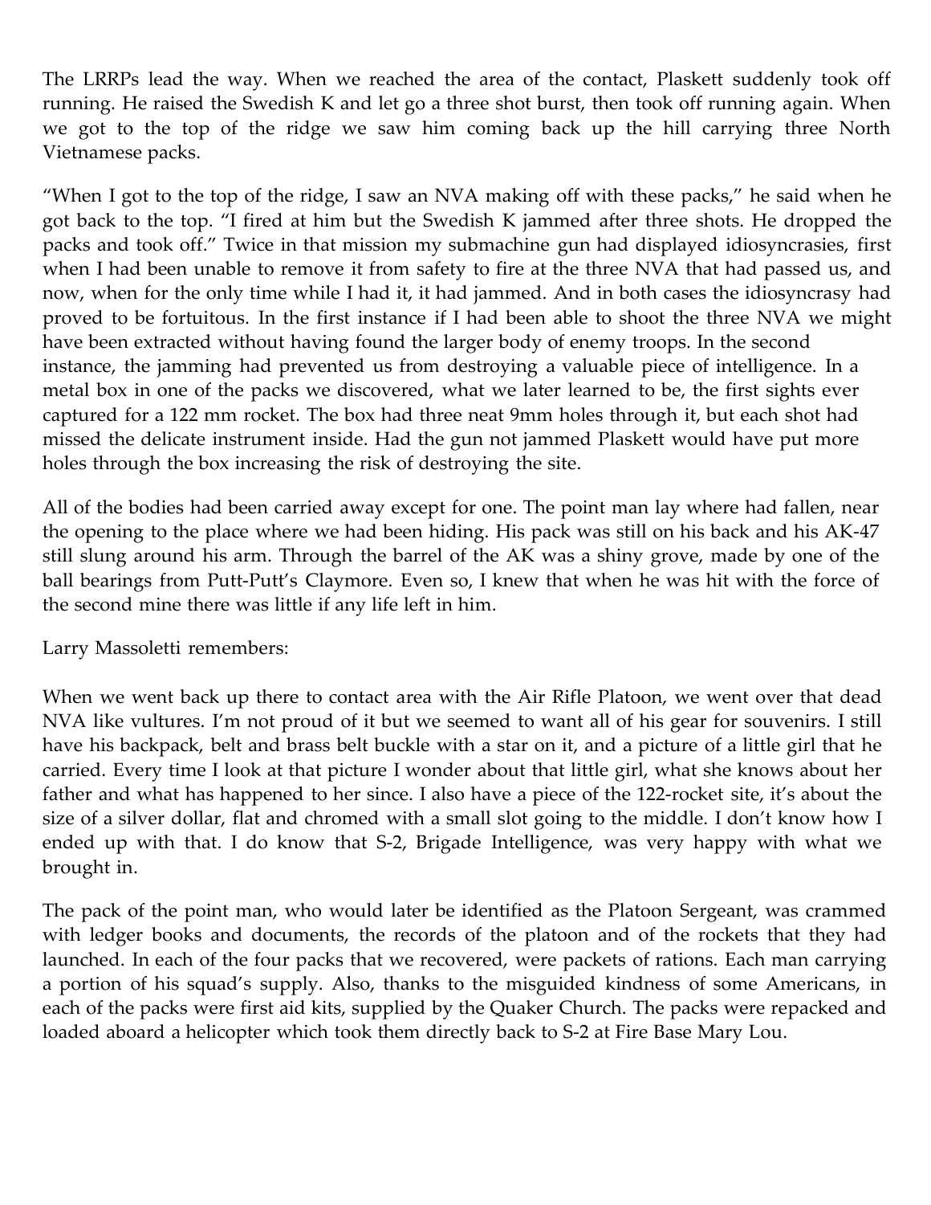The LRRPs lead the way. When we reached the area of the contact, Plaskett suddenly took off running. He raised the Swedish K and let go a three shot burst, then took off running again. When we got to the top of the ridge we saw him coming back up the hill carrying three North Vietnamese packs.

"When I got to the top of the ridge, I saw an NVA making off with these packs," he said when he got back to the top. "I fired at him but the Swedish K jammed after three shots. He dropped the packs and took off." Twice in that mission my submachine gun had displayed idiosyncrasies, first when I had been unable to remove it from safety to fire at the three NVA that had passed us, and now, when for the only time while I had it, it had jammed. And in both cases the idiosyncrasy had proved to be fortuitous. In the first instance if I had been able to shoot the three NVA we might have been extracted without having found the larger body of enemy troops. In the second instance, the jamming had prevented us from destroying a valuable piece of intelligence. In a metal box in one of the packs we discovered, what we later learned to be, the first sights ever captured for a 122 mm rocket. The box had three neat 9mm holes through it, but each shot had missed the delicate instrument inside. Had the gun not jammed Plaskett would have put more holes through the box increasing the risk of destroying the site.

All of the bodies had been carried away except for one. The point man lay where had fallen, near the opening to the place where we had been hiding. His pack was still on his back and his AK-47 still slung around his arm. Through the barrel of the AK was a shiny grove, made by one of the ball bearings from Putt-Putt's Claymore. Even so, I knew that when he was hit with the force of the second mine there was little if any life left in him.

Larry Massoletti remembers:

When we went back up there to contact area with the Air Rifle Platoon, we went over that dead NVA like vultures. I'm not proud of it but we seemed to want all of his gear for souvenirs. I still have his backpack, belt and brass belt buckle with a star on it, and a picture of a little girl that he carried. Every time I look at that picture I wonder about that little girl, what she knows about her father and what has happened to her since. I also have a piece of the 122-rocket site, it's about the size of a silver dollar, flat and chromed with a small slot going to the middle. I don't know how I ended up with that. I do know that S-2, Brigade Intelligence, was very happy with what we brought in.

The pack of the point man, who would later be identified as the Platoon Sergeant, was crammed with ledger books and documents, the records of the platoon and of the rockets that they had launched. In each of the four packs that we recovered, were packets of rations. Each man carrying a portion of his squad's supply. Also, thanks to the misguided kindness of some Americans, in each of the packs were first aid kits, supplied by the Quaker Church. The packs were repacked and loaded aboard a helicopter which took them directly back to S-2 at Fire Base Mary Lou.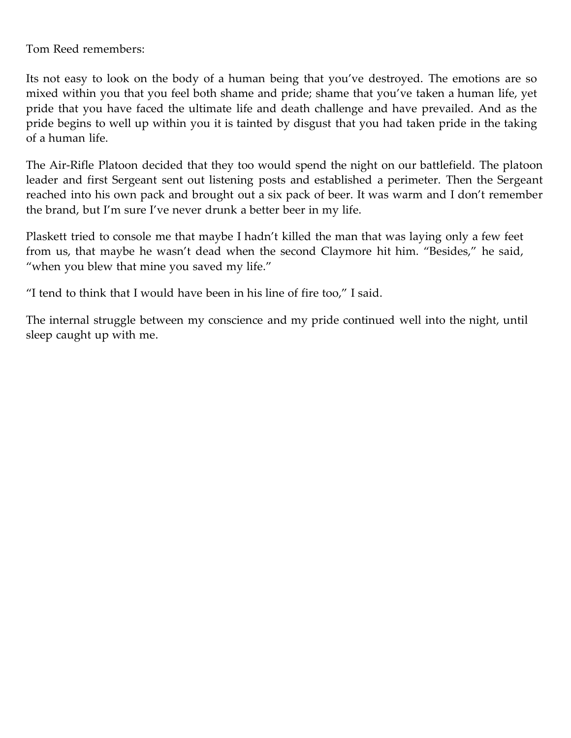Tom Reed remembers:

Its not easy to look on the body of a human being that you've destroyed. The emotions are so mixed within you that you feel both shame and pride; shame that you've taken a human life, yet pride that you have faced the ultimate life and death challenge and have prevailed. And as the pride begins to well up within you it is tainted by disgust that you had taken pride in the taking of a human life.

The Air-Rifle Platoon decided that they too would spend the night on our battlefield. The platoon leader and first Sergeant sent out listening posts and established a perimeter. Then the Sergeant reached into his own pack and brought out a six pack of beer. It was warm and I don't remember the brand, but I'm sure I've never drunk a better beer in my life.

Plaskett tried to console me that maybe I hadn't killed the man that was laying only a few feet from us, that maybe he wasn't dead when the second Claymore hit him. "Besides," he said, "when you blew that mine you saved my life."

"I tend to think that I would have been in his line of fire too," I said.

The internal struggle between my conscience and my pride continued well into the night, until sleep caught up with me.